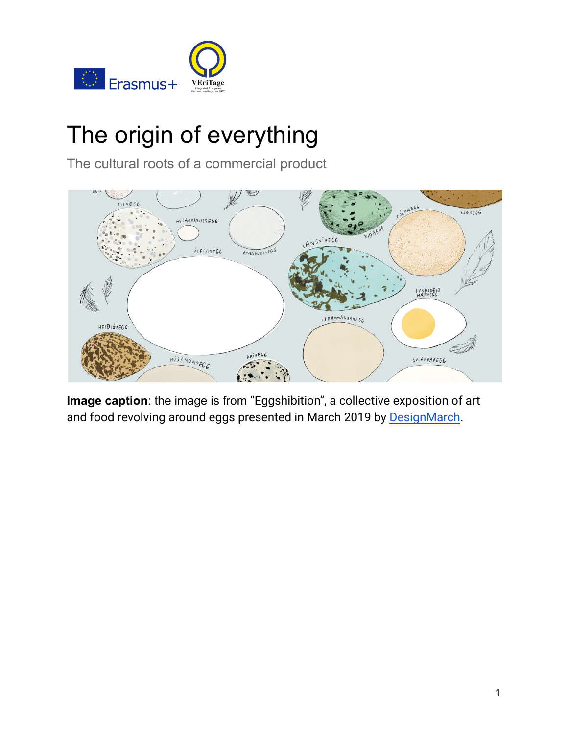# The origin of everything

The cultural roots of a commercial product

**Image caption**: the image is from "Eggshibition", a collective exposition of art and food revolving around eggs presented in March 2019 by [DesignMarch](DesignMarch).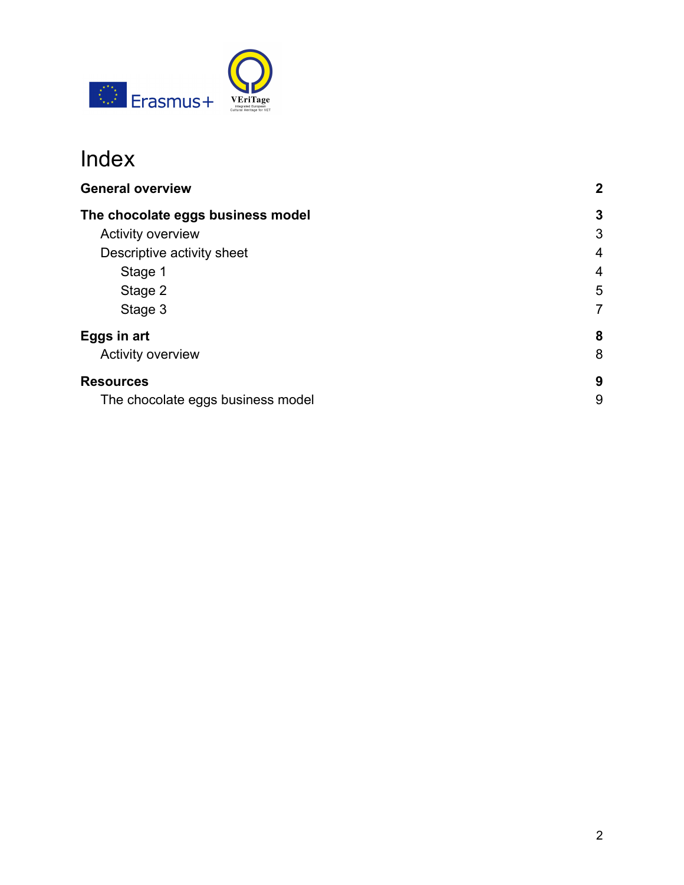# Index

| | |
|---|---|
| **General overview** | **2** |
| **The chocolate eggs business model** | **3** |
| Activity overview | 3 |
| Descriptive activity sheet | 4 |
| Stage 1 | 4 |
| Stage 2 | 5 |
| Stage 3 | 7 |
| **Eggs in art** | **8** |
| Activity overview | 8 |
| **Resources** | **9** |
| The chocolate eggs business model | 9 |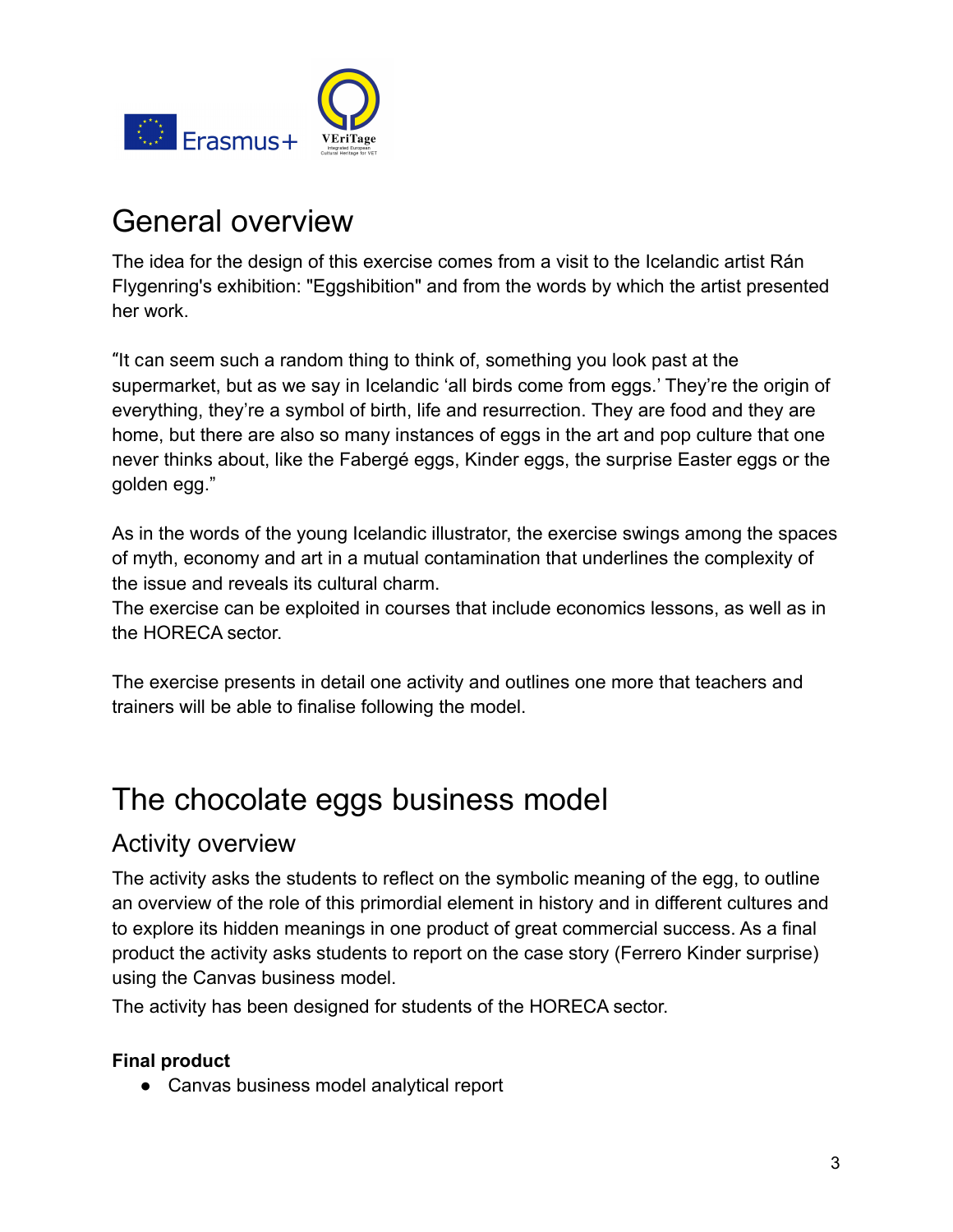# General overview

The idea for the design of this exercise comes from a visit to the Icelandic artist Rán Flygenring's exhibition: "Eggshibition" and from the words by which the artist presented her work.

"It can seem such a random thing to think of, something you look past at the supermarket, but as we say in Icelandic 'all birds come from eggs.' They're the origin of everything, they're a symbol of birth, life and resurrection. They are food and they are home, but there are also so many instances of eggs in the art and pop culture that one never thinks about, like the Fabergé eggs, Kinder eggs, the surprise Easter eggs or the golden egg."

As in the words of the young Icelandic illustrator, the exercise swings among the spaces of myth, economy and art in a mutual contamination that underlines the complexity of the issue and reveals its cultural charm.
The exercise can be exploited in courses that include economics lessons, as well as in the HORECA sector.

The exercise presents in detail one activity and outlines one more that teachers and trainers will be able to finalise following the model.

# The chocolate eggs business model

## Activity overview

The activity asks the students to reflect on the symbolic meaning of the egg, to outline an overview of the role of this primordial element in history and in different cultures and to explore its hidden meanings in one product of great commercial success. As a final product the activity asks students to report on the case story (Ferrero Kinder surprise) using the Canvas business model.
The activity has been designed for students of the HORECA sector.

**Final product**

- Canvas business model analytical report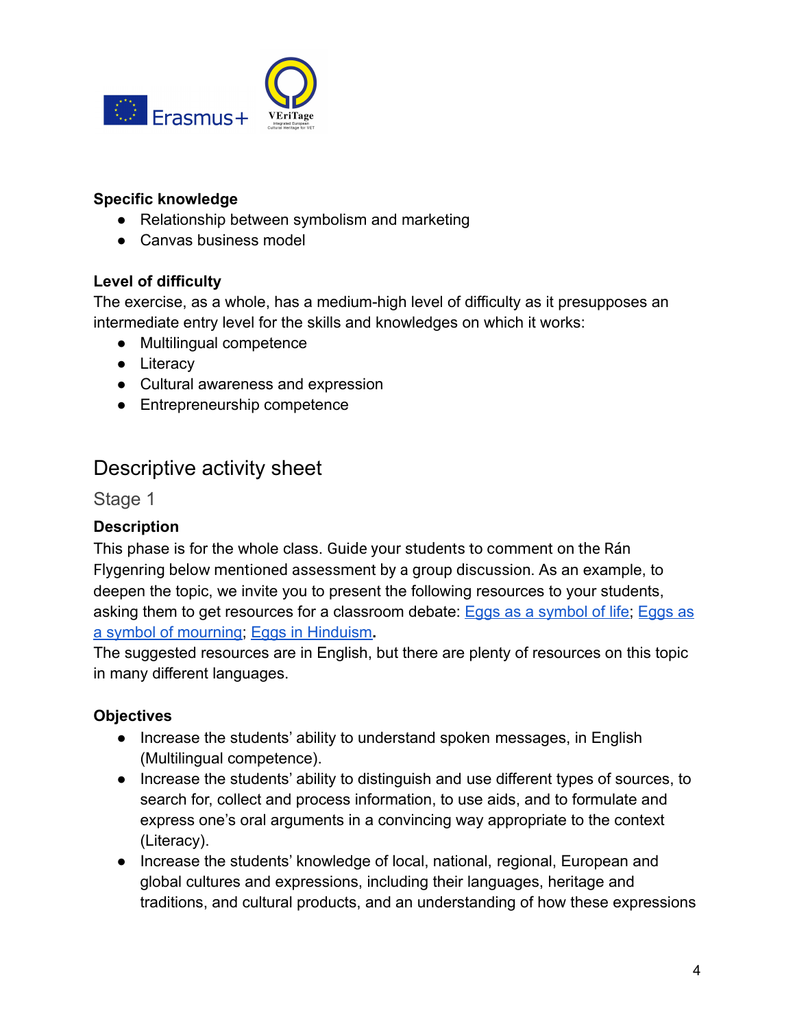**Specific knowledge**

- Relationship between symbolism and marketing
- Canvas business model

**Level of difficulty**

The exercise, as a whole, has a medium-high level of difficulty as it presupposes an intermediate entry level for the skills and knowledges on which it works:

- Multilingual competence
- Literacy
- Cultural awareness and expression
- Entrepreneurship competence

## Descriptive activity sheet

### Stage 1

**Description**

This phase is for the whole class. Guide your students to comment on the Rán Flygenring below mentioned assessment by a group discussion. As an example, to deepen the topic, we invite you to present the following resources to your students, asking them to get resources for a classroom debate: Eggs as a symbol of life; Eggs as a symbol of mourning; Eggs in Hinduism**.**

The suggested resources are in English, but there are plenty of resources on this topic in many different languages.

**Objectives**

- Increase the students' ability to understand spoken messages, in English (Multilingual competence).
- Increase the students' ability to distinguish and use different types of sources, to search for, collect and process information, to use aids, and to formulate and express one's oral arguments in a convincing way appropriate to the context (Literacy).
- Increase the students' knowledge of local, national, regional, European and global cultures and expressions, including their languages, heritage and traditions, and cultural products, and an understanding of how these expressions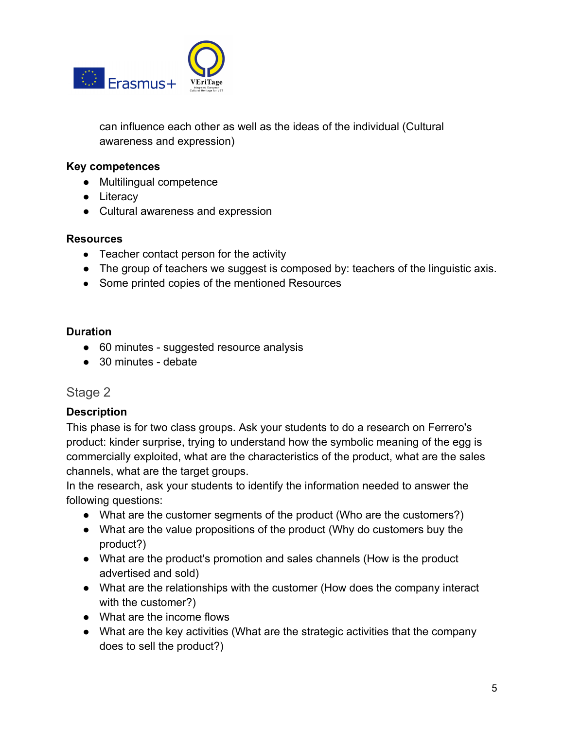can influence each other as well as the ideas of the individual (Cultural awareness and expression)

**Key competences**

- Multilingual competence
- Literacy
- Cultural awareness and expression

**Resources**

- Teacher contact person for the activity
- The group of teachers we suggest is composed by: teachers of the linguistic axis.
- Some printed copies of the mentioned Resources

**Duration**

- 60 minutes - suggested resource analysis
- 30 minutes - debate

## Stage 2

**Description**

This phase is for two class groups. Ask your students to do a research on Ferrero's product: kinder surprise, trying to understand how the symbolic meaning of the egg is commercially exploited, what are the characteristics of the product, what are the sales channels, what are the target groups.

In the research, ask your students to identify the information needed to answer the following questions:

- What are the customer segments of the product (Who are the customers?)
- What are the value propositions of the product (Why do customers buy the product?)
- What are the product's promotion and sales channels (How is the product advertised and sold)
- What are the relationships with the customer (How does the company interact with the customer?)
- What are the income flows
- What are the key activities (What are the strategic activities that the company does to sell the product?)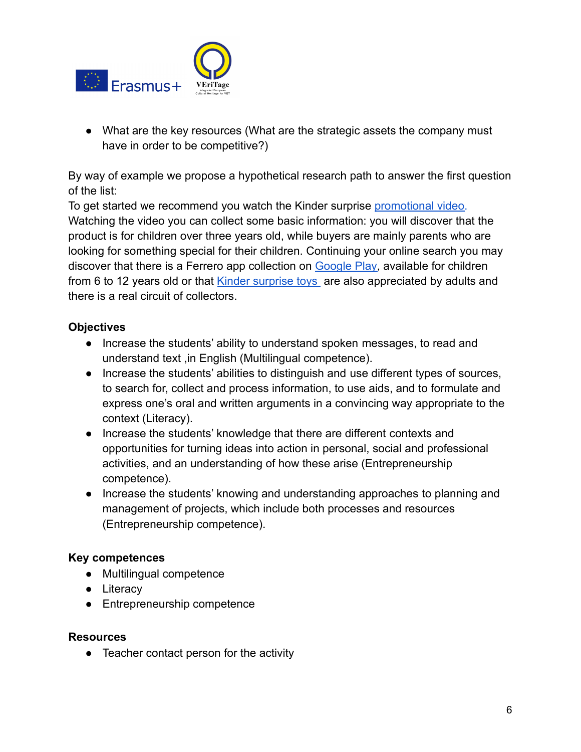- What are the key resources (What are the strategic assets the company must have in order to be competitive?)

By way of example we propose a hypothetical research path to answer the first question of the list:
To get started we recommend you watch the Kinder surprise promotional video.
Watching the video you can collect some basic information: you will discover that the product is for children over three years old, while buyers are mainly parents who are looking for something special for their children. Continuing your online search you may discover that there is a Ferrero app collection on Google Play, available for children from 6 to 12 years old or that Kinder surprise toys are also appreciated by adults and there is a real circuit of collectors.

**Objectives**

- Increase the students' ability to understand spoken messages, to read and understand text ,in English (Multilingual competence).
- Increase the students' abilities to distinguish and use different types of sources, to search for, collect and process information, to use aids, and to formulate and express one's oral and written arguments in a convincing way appropriate to the context (Literacy).
- Increase the students' knowledge that there are different contexts and opportunities for turning ideas into action in personal, social and professional activities, and an understanding of how these arise (Entrepreneurship competence).
- Increase the students' knowing and understanding approaches to planning and management of projects, which include both processes and resources (Entrepreneurship competence).

**Key competences**

- Multilingual competence
- Literacy
- Entrepreneurship competence

**Resources**

- Teacher contact person for the activity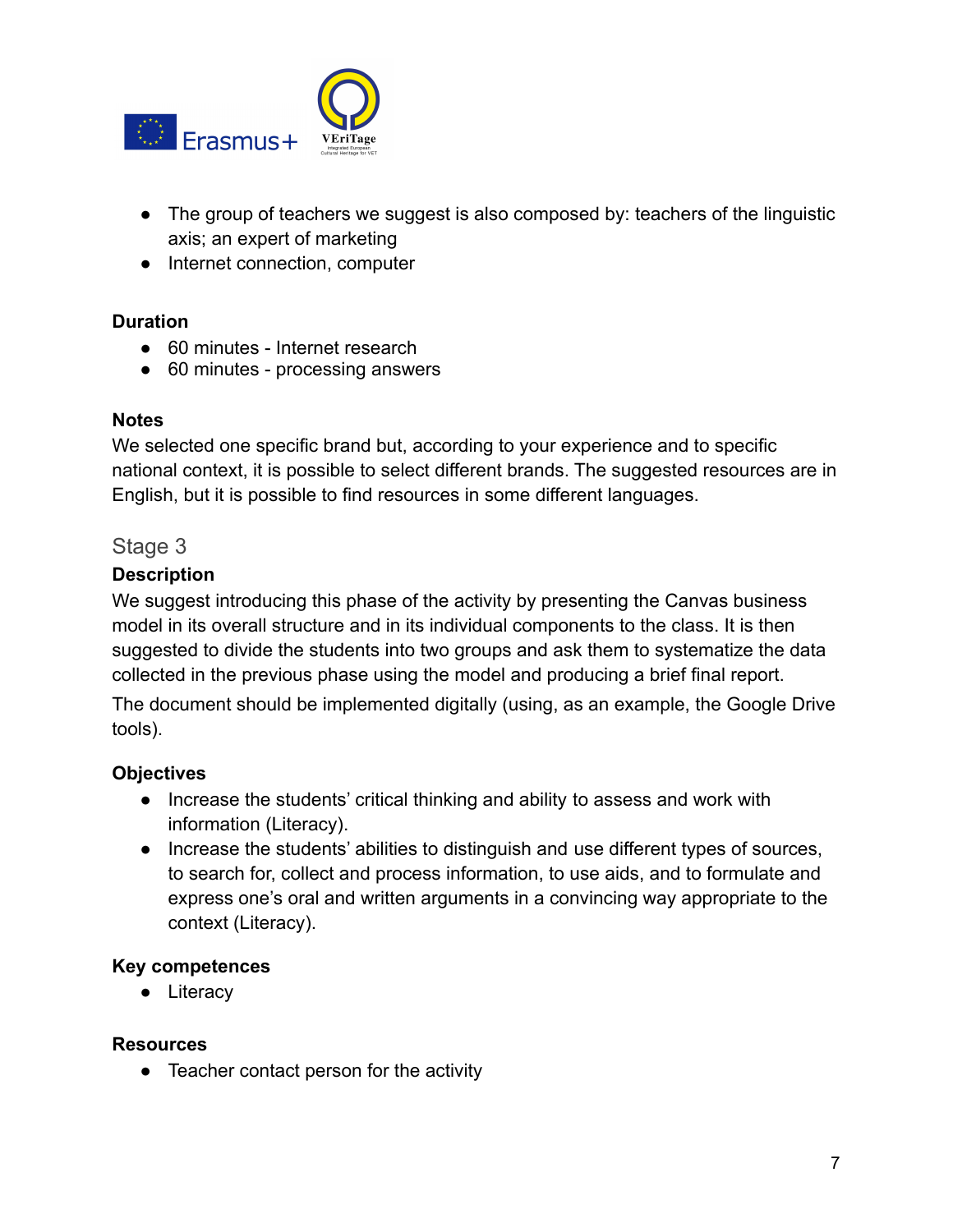- The group of teachers we suggest is also composed by: teachers of the linguistic axis; an expert of marketing
- Internet connection, computer

**Duration**

- 60 minutes - Internet research
- 60 minutes - processing answers

**Notes**

We selected one specific brand but, according to your experience and to specific national context, it is possible to select different brands. The suggested resources are in English, but it is possible to find resources in some different languages.

## Stage 3

**Description**

We suggest introducing this phase of the activity by presenting the Canvas business model in its overall structure and in its individual components to the class. It is then suggested to divide the students into two groups and ask them to systematize the data collected in the previous phase using the model and producing a brief final report.

The document should be implemented digitally (using, as an example, the Google Drive tools).

**Objectives**

- Increase the students' critical thinking and ability to assess and work with information (Literacy).
- Increase the students' abilities to distinguish and use different types of sources, to search for, collect and process information, to use aids, and to formulate and express one's oral and written arguments in a convincing way appropriate to the context (Literacy).

**Key competences**

- Literacy

**Resources**

- Teacher contact person for the activity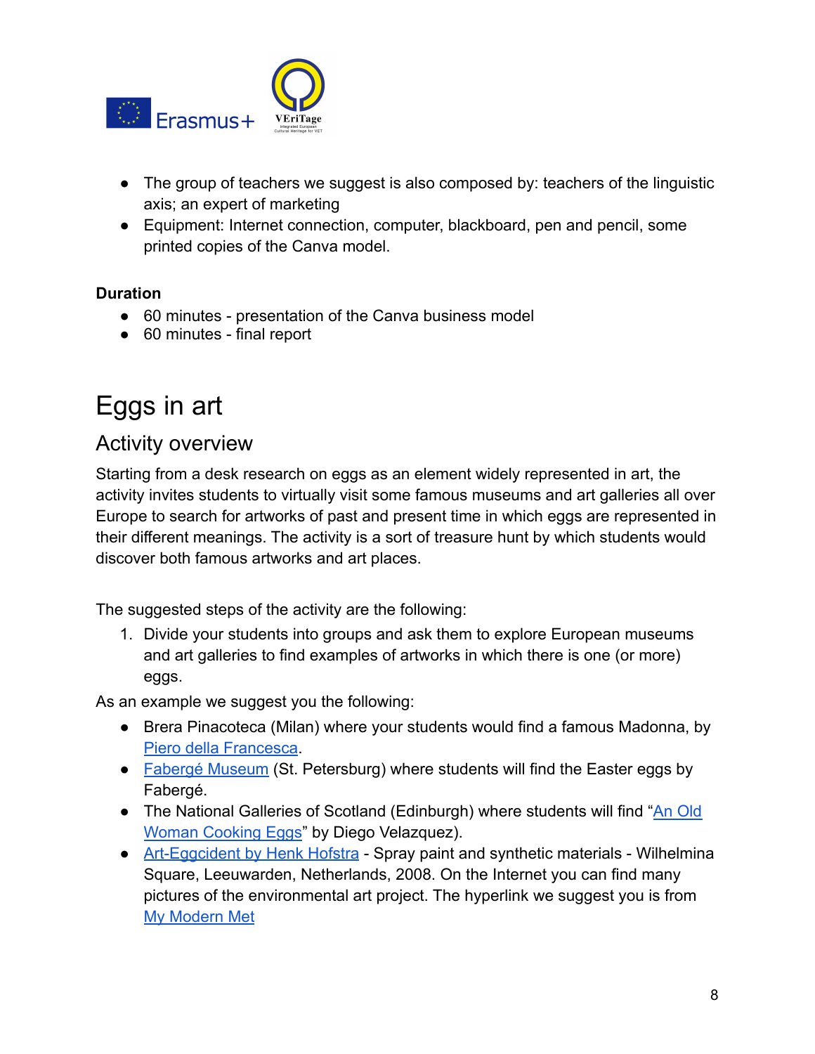- The group of teachers we suggest is also composed by: teachers of the linguistic axis; an expert of marketing
- Equipment: Internet connection, computer, blackboard, pen and pencil, some printed copies of the Canva model.

**Duration**

- 60 minutes - presentation of the Canva business model
- 60 minutes - final report

# Eggs in art

## Activity overview

Starting from a desk research on eggs as an element widely represented in art, the activity invites students to virtually visit some famous museums and art galleries all over Europe to search for artworks of past and present time in which eggs are represented in their different meanings. The activity is a sort of treasure hunt by which students would discover both famous artworks and art places.

The suggested steps of the activity are the following:

1. Divide your students into groups and ask them to explore European museums and art galleries to find examples of artworks in which there is one (or more) eggs.

As an example we suggest you the following:

- Brera Pinacoteca (Milan) where your students would find a famous Madonna, by Piero della Francesca.
- Fabergé Museum (St. Petersburg) where students will find the Easter eggs by Fabergé.
- The National Galleries of Scotland (Edinburgh) where students will find "An Old Woman Cooking Eggs" by Diego Velazquez).
- Art-Eggcident by Henk Hofstra - Spray paint and synthetic materials - Wilhelmina Square, Leeuwarden, Netherlands, 2008. On the Internet you can find many pictures of the environmental art project. The hyperlink we suggest you is from My Modern Met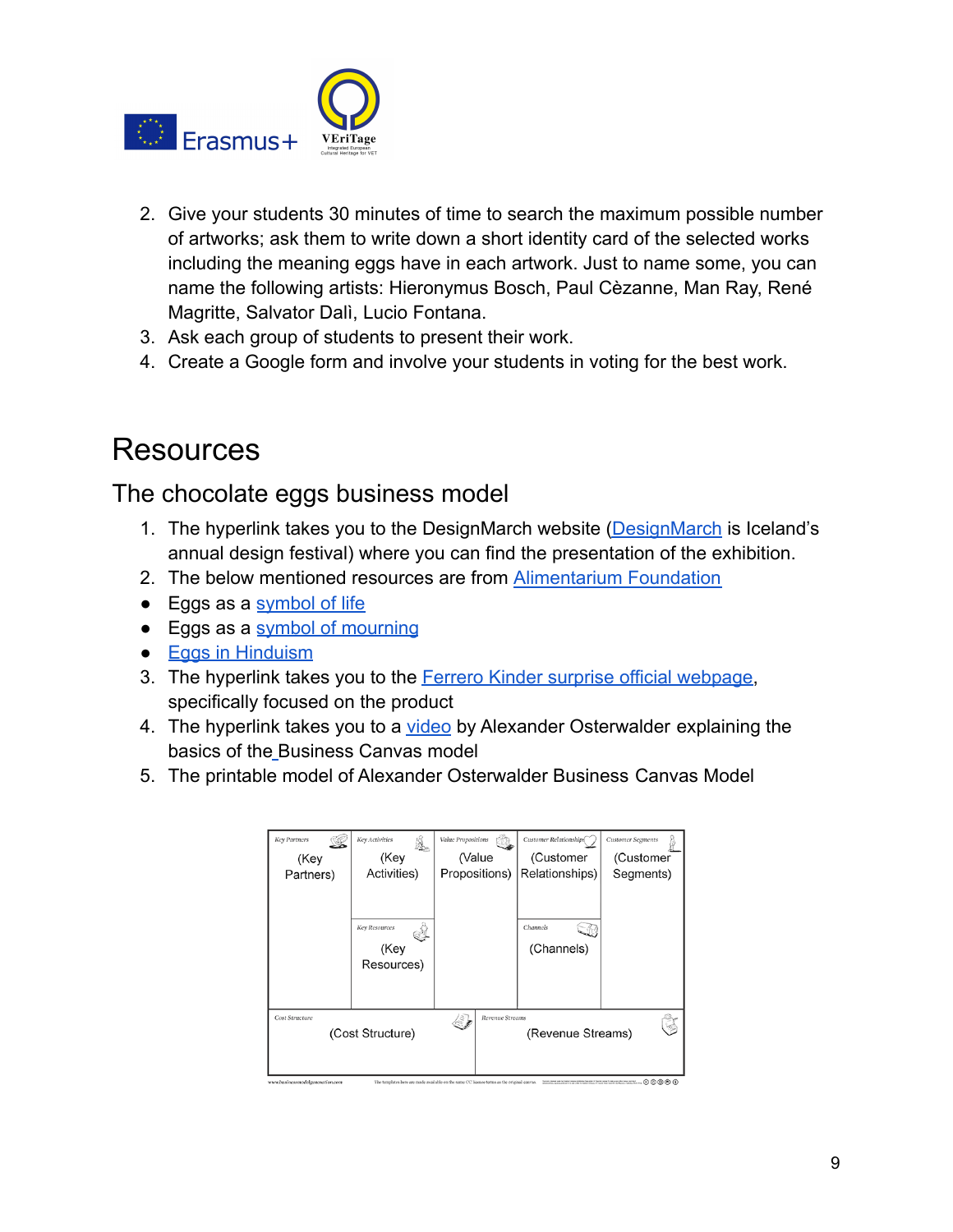2. Give your students 30 minutes of time to search the maximum possible number of artworks; ask them to write down a short identity card of the selected works including the meaning eggs have in each artwork. Just to name some, you can name the following artists: Hieronymus Bosch, Paul Cèzanne, Man Ray, René Magritte, Salvator Dalì, Lucio Fontana.
3. Ask each group of students to present their work.
4. Create a Google form and involve your students in voting for the best work.

# Resources

## The chocolate eggs business model

1. The hyperlink takes you to the DesignMarch website (DesignMarch is Iceland's annual design festival) where you can find the presentation of the exhibition.
2. The below mentioned resources are from Alimentarium Foundation

- Eggs as a symbol of life
- Eggs as a symbol of mourning
- Eggs in Hinduism

3. The hyperlink takes you to the Ferrero Kinder surprise official webpage, specifically focused on the product
4. The hyperlink takes you to a video by Alexander Osterwalder explaining the basics of the Business Canvas model
5. The printable model of Alexander Osterwalder Business Canvas Model

| Key Partners (Key Partners) | Key Activities (Key Activities) | Value Propositions (Value Propositions) | Customer Relationships (Customer Relationships) | Customer Segments (Customer Segments) |
|---|---|---|---|---|
| | Key Resources (Key Resources) | | Channels (Channels) | |
| Cost Structure (Cost Structure) | | | Revenue Streams (Revenue Streams) | |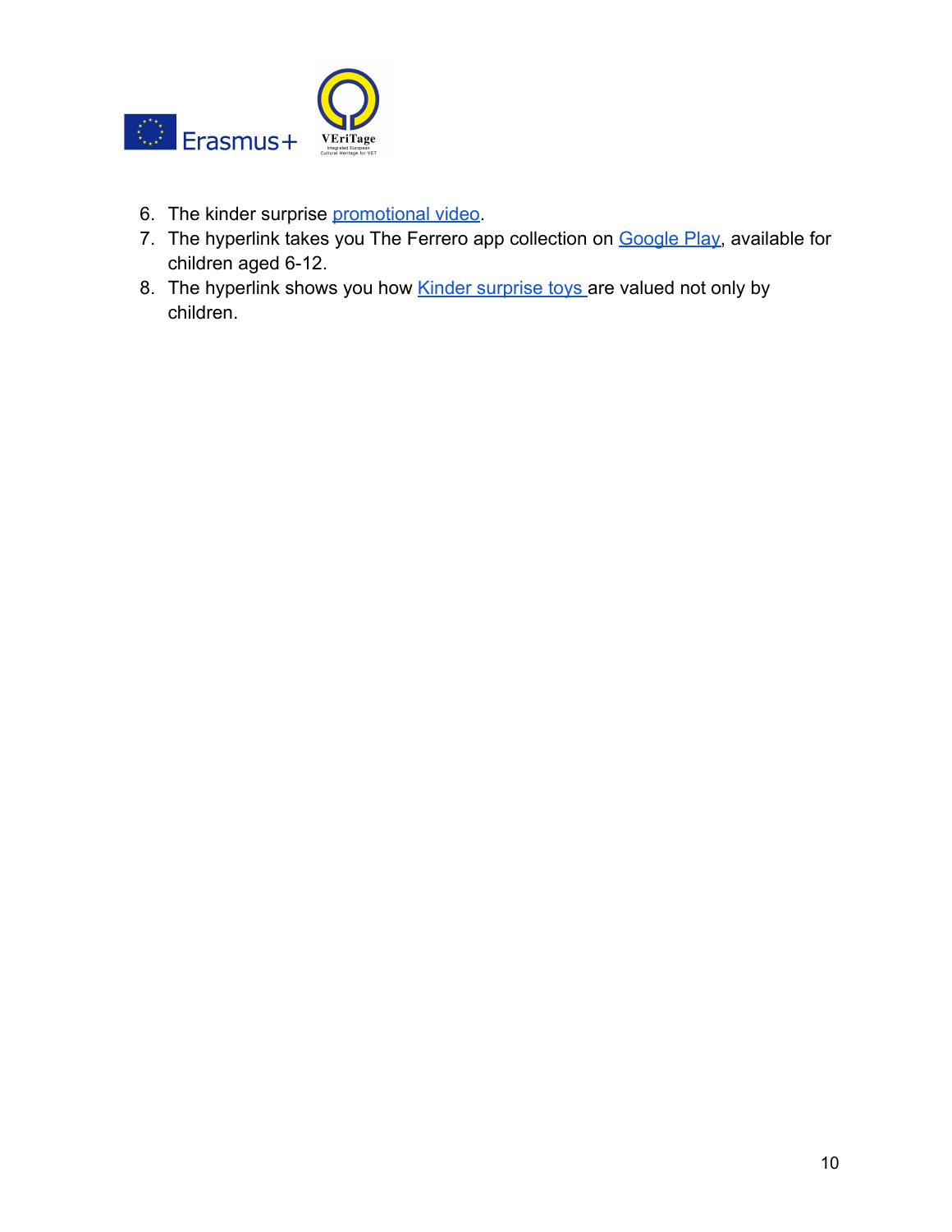6. The kinder surprise promotional video.
7. The hyperlink takes you The Ferrero app collection on Google Play, available for children aged 6-12.
8. The hyperlink shows you how Kinder surprise toys are valued not only by children.